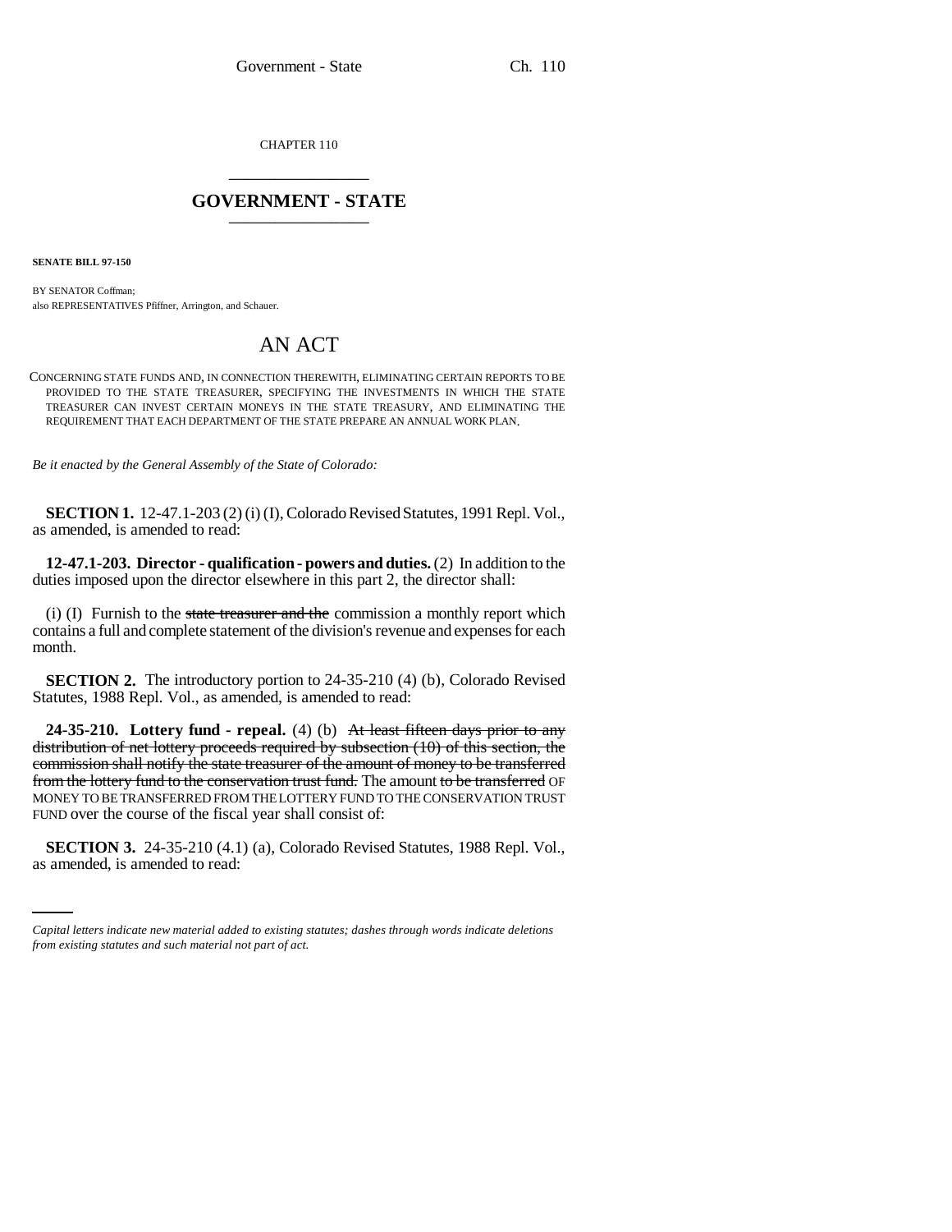CHAPTER 110

# GOVERNMENT - STATE

**SENATE BILL 97-150**

BY SENATOR Coffman;
also REPRESENTATIVES Pfiffner, Arrington, and Schauer.

# AN ACT

CONCERNING STATE FUNDS AND, IN CONNECTION THEREWITH, ELIMINATING CERTAIN REPORTS TO BE PROVIDED TO THE STATE TREASURER, SPECIFYING THE INVESTMENTS IN WHICH THE STATE TREASURER CAN INVEST CERTAIN MONEYS IN THE STATE TREASURY, AND ELIMINATING THE REQUIREMENT THAT EACH DEPARTMENT OF THE STATE PREPARE AN ANNUAL WORK PLAN.

*Be it enacted by the General Assembly of the State of Colorado:*

**SECTION 1.** 12-47.1-203 (2) (i) (I), Colorado Revised Statutes, 1991 Repl. Vol., as amended, is amended to read:

**12-47.1-203. Director - qualification - powers and duties.** (2) In addition to the duties imposed upon the director elsewhere in this part 2, the director shall:

(i) (I) Furnish to the ~~state treasurer and the~~ commission a monthly report which contains a full and complete statement of the division's revenue and expenses for each month.

**SECTION 2.** The introductory portion to 24-35-210 (4) (b), Colorado Revised Statutes, 1988 Repl. Vol., as amended, is amended to read:

**24-35-210. Lottery fund - repeal.** (4) (b) ~~At least fifteen days prior to any distribution of net lottery proceeds required by subsection (10) of this section, the commission shall notify the state treasurer of the amount of money to be transferred from the lottery fund to the conservation trust fund.~~ The amount ~~to be transferred~~ OF MONEY TO BE TRANSFERRED FROM THE LOTTERY FUND TO THE CONSERVATION TRUST FUND over the course of the fiscal year shall consist of:

**SECTION 3.** 24-35-210 (4.1) (a), Colorado Revised Statutes, 1988 Repl. Vol., as amended, is amended to read:

*Capital letters indicate new material added to existing statutes; dashes through words indicate deletions from existing statutes and such material not part of act.*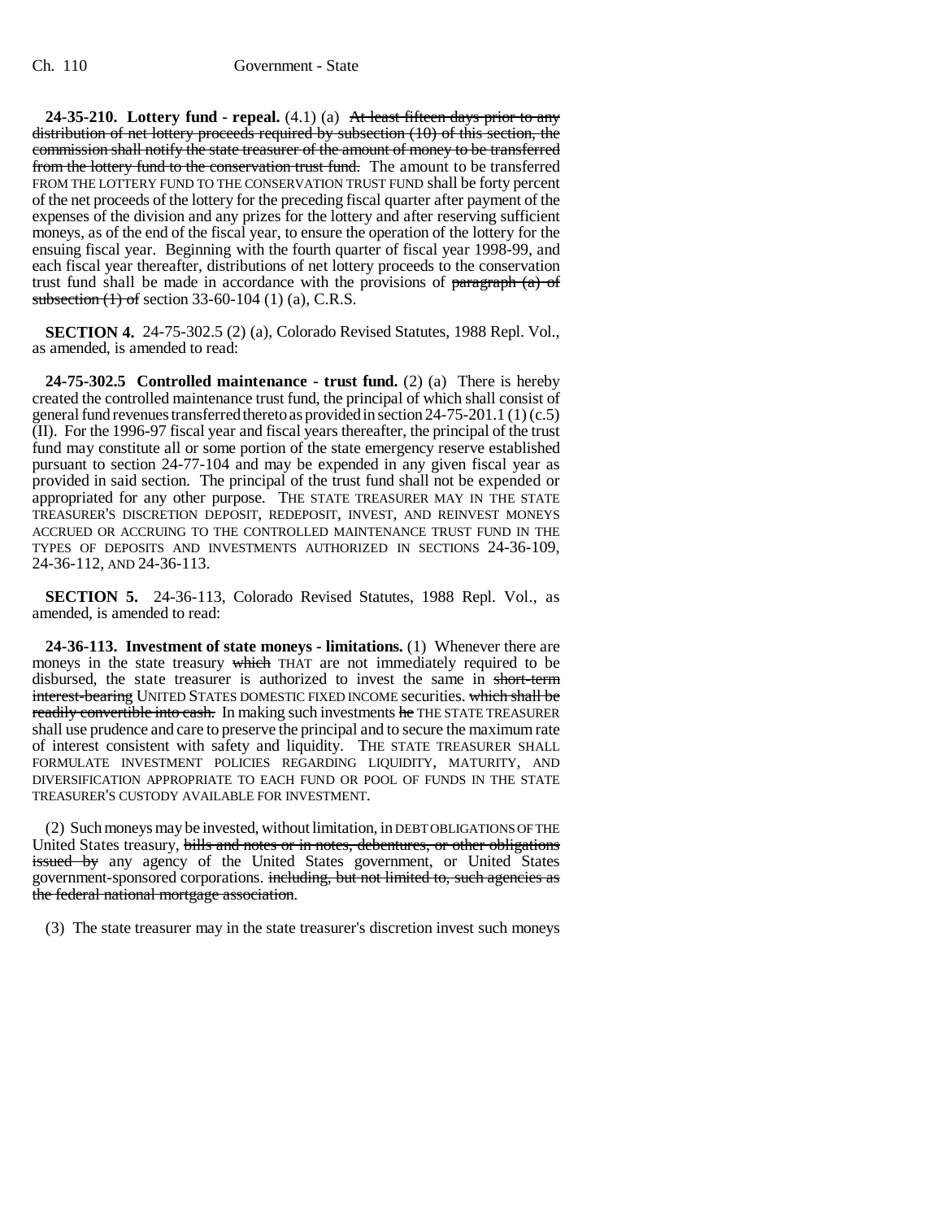**24-35-210. Lottery fund - repeal.** (4.1) (a) ~~At least fifteen days prior to any distribution of net lottery proceeds required by subsection (10) of this section, the commission shall notify the state treasurer of the amount of money to be transferred from the lottery fund to the conservation trust fund.~~ The amount to be transferred FROM THE LOTTERY FUND TO THE CONSERVATION TRUST FUND shall be forty percent of the net proceeds of the lottery for the preceding fiscal quarter after payment of the expenses of the division and any prizes for the lottery and after reserving sufficient moneys, as of the end of the fiscal year, to ensure the operation of the lottery for the ensuing fiscal year. Beginning with the fourth quarter of fiscal year 1998-99, and each fiscal year thereafter, distributions of net lottery proceeds to the conservation trust fund shall be made in accordance with the provisions of ~~paragraph (a) of subsection (1) of~~ section 33-60-104 (1) (a), C.R.S.

**SECTION 4.** 24-75-302.5 (2) (a), Colorado Revised Statutes, 1988 Repl. Vol., as amended, is amended to read:

**24-75-302.5 Controlled maintenance - trust fund.** (2) (a) There is hereby created the controlled maintenance trust fund, the principal of which shall consist of general fund revenues transferred thereto as provided in section 24-75-201.1 (1) (c.5) (II). For the 1996-97 fiscal year and fiscal years thereafter, the principal of the trust fund may constitute all or some portion of the state emergency reserve established pursuant to section 24-77-104 and may be expended in any given fiscal year as provided in said section. The principal of the trust fund shall not be expended or appropriated for any other purpose. THE STATE TREASURER MAY IN THE STATE TREASURER'S DISCRETION DEPOSIT, REDEPOSIT, INVEST, AND REINVEST MONEYS ACCRUED OR ACCRUING TO THE CONTROLLED MAINTENANCE TRUST FUND IN THE TYPES OF DEPOSITS AND INVESTMENTS AUTHORIZED IN SECTIONS 24-36-109, 24-36-112, AND 24-36-113.

**SECTION 5.** 24-36-113, Colorado Revised Statutes, 1988 Repl. Vol., as amended, is amended to read:

**24-36-113. Investment of state moneys - limitations.** (1) Whenever there are moneys in the state treasury ~~which~~ THAT are not immediately required to be disbursed, the state treasurer is authorized to invest the same in ~~short-term interest-bearing~~ UNITED STATES DOMESTIC FIXED INCOME securities. ~~which shall be readily convertible into cash.~~ In making such investments ~~he~~ THE STATE TREASURER shall use prudence and care to preserve the principal and to secure the maximum rate of interest consistent with safety and liquidity. THE STATE TREASURER SHALL FORMULATE INVESTMENT POLICIES REGARDING LIQUIDITY, MATURITY, AND DIVERSIFICATION APPROPRIATE TO EACH FUND OR POOL OF FUNDS IN THE STATE TREASURER'S CUSTODY AVAILABLE FOR INVESTMENT.

(2) Such moneys may be invested, without limitation, in DEBT OBLIGATIONS OF THE United States treasury, ~~bills and notes or in notes, debentures, or other obligations issued by~~ any agency of the United States government, or United States government-sponsored corporations. ~~including, but not limited to, such agencies as the federal national mortgage association.~~

(3) The state treasurer may in the state treasurer's discretion invest such moneys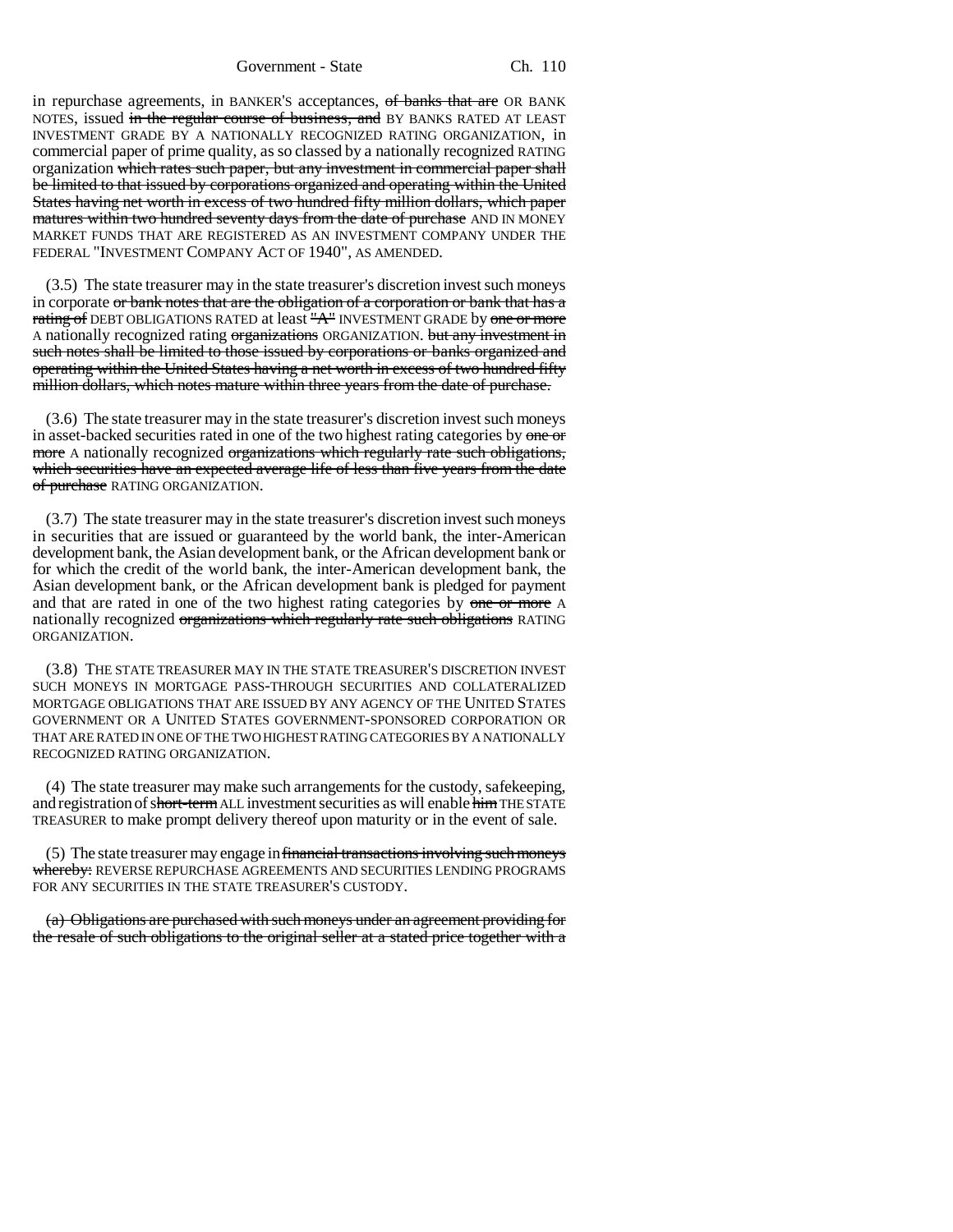in repurchase agreements, in BANKER'S acceptances, ~~of banks that are~~ OR BANK NOTES, issued ~~in the regular course of business, and~~ BY BANKS RATED AT LEAST INVESTMENT GRADE BY A NATIONALLY RECOGNIZED RATING ORGANIZATION, in commercial paper of prime quality, as so classed by a nationally recognized RATING organization ~~which rates such paper, but any investment in commercial paper shall be limited to that issued by corporations organized and operating within the United States having net worth in excess of two hundred fifty million dollars, which paper matures within two hundred seventy days from the date of purchase~~ AND IN MONEY MARKET FUNDS THAT ARE REGISTERED AS AN INVESTMENT COMPANY UNDER THE FEDERAL "INVESTMENT COMPANY ACT OF 1940", AS AMENDED.

(3.5) The state treasurer may in the state treasurer's discretion invest such moneys in corporate ~~or bank notes that are the obligation of a corporation or bank that has a rating of~~ DEBT OBLIGATIONS RATED at least ~~"A"~~ INVESTMENT GRADE by ~~one or more~~ A nationally recognized rating ~~organizations~~ ORGANIZATION. ~~but any investment in such notes shall be limited to those issued by corporations or banks organized and operating within the United States having a net worth in excess of two hundred fifty million dollars, which notes mature within three years from the date of purchase.~~

(3.6) The state treasurer may in the state treasurer's discretion invest such moneys in asset-backed securities rated in one of the two highest rating categories by ~~one or more~~ A nationally recognized ~~organizations which regularly rate such obligations, which securities have an expected average life of less than five years from the date of purchase~~ RATING ORGANIZATION.

(3.7) The state treasurer may in the state treasurer's discretion invest such moneys in securities that are issued or guaranteed by the world bank, the inter-American development bank, the Asian development bank, or the African development bank or for which the credit of the world bank, the inter-American development bank, the Asian development bank, or the African development bank is pledged for payment and that are rated in one of the two highest rating categories by ~~one or more~~ A nationally recognized ~~organizations which regularly rate such obligations~~ RATING ORGANIZATION.

(3.8) THE STATE TREASURER MAY IN THE STATE TREASURER'S DISCRETION INVEST SUCH MONEYS IN MORTGAGE PASS-THROUGH SECURITIES AND COLLATERALIZED MORTGAGE OBLIGATIONS THAT ARE ISSUED BY ANY AGENCY OF THE UNITED STATES GOVERNMENT OR A UNITED STATES GOVERNMENT-SPONSORED CORPORATION OR THAT ARE RATED IN ONE OF THE TWO HIGHEST RATING CATEGORIES BY A NATIONALLY RECOGNIZED RATING ORGANIZATION.

(4) The state treasurer may make such arrangements for the custody, safekeeping, and registration of ~~short-term~~ ALL investment securities as will enable ~~him~~ THE STATE TREASURER to make prompt delivery thereof upon maturity or in the event of sale.

(5) The state treasurer may engage in ~~financial transactions involving such moneys whereby:~~ REVERSE REPURCHASE AGREEMENTS AND SECURITIES LENDING PROGRAMS FOR ANY SECURITIES IN THE STATE TREASURER'S CUSTODY.

~~(a) Obligations are purchased with such moneys under an agreement providing for the resale of such obligations to the original seller at a stated price together with a~~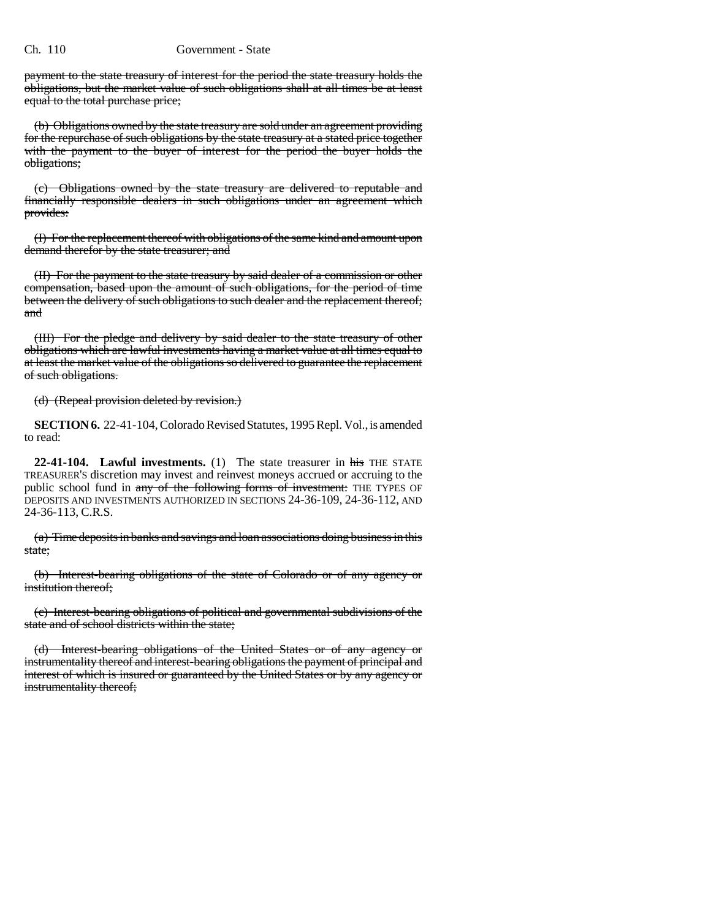payment to the state treasury of interest for the period the state treasury holds the obligations, but the market value of such obligations shall at all times be at least equal to the total purchase price;

(b) Obligations owned by the state treasury are sold under an agreement providing for the repurchase of such obligations by the state treasury at a stated price together with the payment to the buyer of interest for the period the buyer holds the obligations;

(c) Obligations owned by the state treasury are delivered to reputable and financially responsible dealers in such obligations under an agreement which provides:

(I) For the replacement thereof with obligations of the same kind and amount upon demand therefor by the state treasurer; and

(II) For the payment to the state treasury by said dealer of a commission or other compensation, based upon the amount of such obligations, for the period of time between the delivery of such obligations to such dealer and the replacement thereof; and

(III) For the pledge and delivery by said dealer to the state treasury of other obligations which are lawful investments having a market value at all times equal to at least the market value of the obligations so delivered to guarantee the replacement of such obligations.

(d) (Repeal provision deleted by revision.)

**SECTION 6.** 22-41-104, Colorado Revised Statutes, 1995 Repl. Vol., is amended to read:

**22-41-104. Lawful investments.** (1) The state treasurer in his THE STATE TREASURER'S discretion may invest and reinvest moneys accrued or accruing to the public school fund in any of the following forms of investment: THE TYPES OF DEPOSITS AND INVESTMENTS AUTHORIZED IN SECTIONS 24-36-109, 24-36-112, AND 24-36-113, C.R.S.

(a) Time deposits in banks and savings and loan associations doing business in this state;

(b) Interest-bearing obligations of the state of Colorado or of any agency or institution thereof;

(c) Interest-bearing obligations of political and governmental subdivisions of the state and of school districts within the state;

(d) Interest-bearing obligations of the United States or of any agency or instrumentality thereof and interest-bearing obligations the payment of principal and interest of which is insured or guaranteed by the United States or by any agency or instrumentality thereof;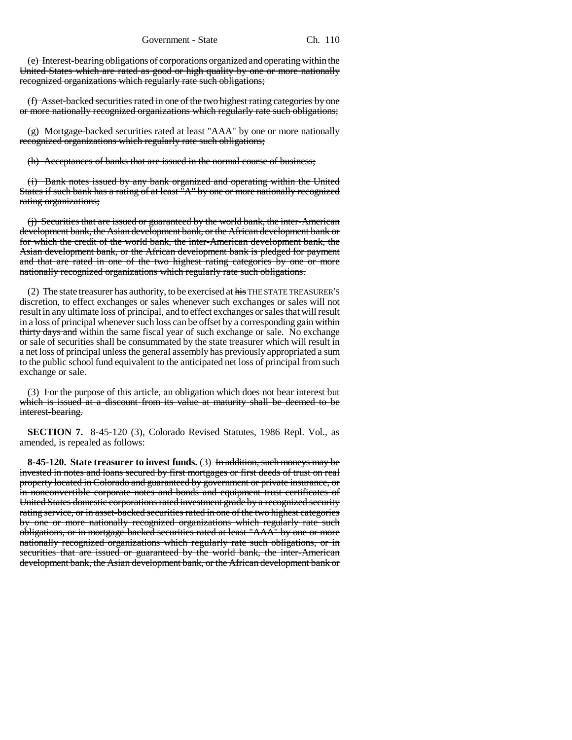(e) ~~Interest-bearing obligations of corporations organized and operating within the United States which are rated as good or high quality by one or more nationally recognized organizations which regularly rate such obligations;~~

(f) ~~Asset-backed securities rated in one of the two highest rating categories by one or more nationally recognized organizations which regularly rate such obligations;~~

(g) ~~Mortgage-backed securities rated at least "AAA" by one or more nationally recognized organizations which regularly rate such obligations;~~

(h) ~~Acceptances of banks that are issued in the normal course of business;~~

(i) ~~Bank notes issued by any bank organized and operating within the United States if such bank has a rating of at least "A" by one or more nationally recognized rating organizations;~~

(j) ~~Securities that are issued or guaranteed by the world bank, the inter-American development bank, the Asian development bank, or the African development bank or for which the credit of the world bank, the inter-American development bank, the Asian development bank, or the African development bank is pledged for payment and that are rated in one of the two highest rating categories by one or more nationally recognized organizations which regularly rate such obligations.~~

(2) The state treasurer has authority, to be exercised at ~~his~~ THE STATE TREASURER'S discretion, to effect exchanges or sales whenever such exchanges or sales will not result in any ultimate loss of principal, and to effect exchanges or sales that will result in a loss of principal whenever such loss can be offset by a corresponding gain ~~within thirty days and~~ within the same fiscal year of such exchange or sale. No exchange or sale of securities shall be consummated by the state treasurer which will result in a net loss of principal unless the general assembly has previously appropriated a sum to the public school fund equivalent to the anticipated net loss of principal from such exchange or sale.

(3) ~~For the purpose of this article, an obligation which does not bear interest but which is issued at a discount from its value at maturity shall be deemed to be interest-bearing.~~

**SECTION 7.** 8-45-120 (3), Colorado Revised Statutes, 1986 Repl. Vol., as amended, is repealed as follows:

**8-45-120. State treasurer to invest funds.** (3) ~~In addition, such moneys may be invested in notes and loans secured by first mortgages or first deeds of trust on real property located in Colorado and guaranteed by government or private insurance, or in nonconvertible corporate notes and bonds and equipment trust certificates of United States domestic corporations rated investment grade by a recognized security rating service, or in asset-backed securities rated in one of the two highest categories by one or more nationally recognized organizations which regularly rate such obligations, or in mortgage-backed securities rated at least "AAA" by one or more nationally recognized organizations which regularly rate such obligations, or in securities that are issued or guaranteed by the world bank, the inter-American development bank, the Asian development bank, or the African development bank or~~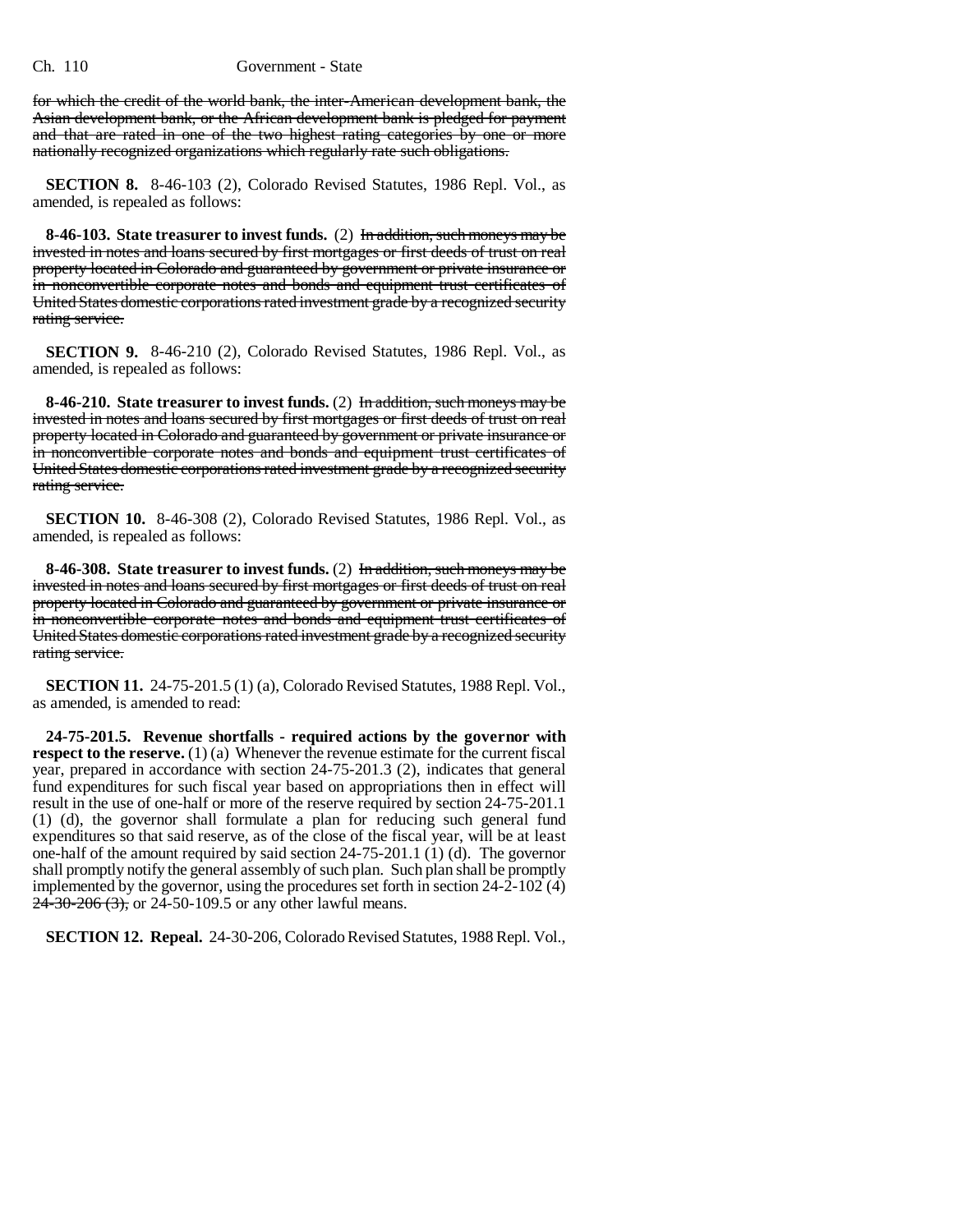~~for which the credit of the world bank, the inter-American development bank, the Asian development bank, or the African development bank is pledged for payment and that are rated in one of the two highest rating categories by one or more nationally recognized organizations which regularly rate such obligations.~~

**SECTION 8.** 8-46-103 (2), Colorado Revised Statutes, 1986 Repl. Vol., as amended, is repealed as follows:

**8-46-103. State treasurer to invest funds.** (2) ~~In addition, such moneys may be invested in notes and loans secured by first mortgages or first deeds of trust on real property located in Colorado and guaranteed by government or private insurance or in nonconvertible corporate notes and bonds and equipment trust certificates of United States domestic corporations rated investment grade by a recognized security rating service.~~

**SECTION 9.** 8-46-210 (2), Colorado Revised Statutes, 1986 Repl. Vol., as amended, is repealed as follows:

**8-46-210. State treasurer to invest funds.** (2) ~~In addition, such moneys may be invested in notes and loans secured by first mortgages or first deeds of trust on real property located in Colorado and guaranteed by government or private insurance or in nonconvertible corporate notes and bonds and equipment trust certificates of United States domestic corporations rated investment grade by a recognized security rating service.~~

**SECTION 10.** 8-46-308 (2), Colorado Revised Statutes, 1986 Repl. Vol., as amended, is repealed as follows:

**8-46-308. State treasurer to invest funds.** (2) ~~In addition, such moneys may be invested in notes and loans secured by first mortgages or first deeds of trust on real property located in Colorado and guaranteed by government or private insurance or in nonconvertible corporate notes and bonds and equipment trust certificates of United States domestic corporations rated investment grade by a recognized security rating service.~~

**SECTION 11.** 24-75-201.5 (1) (a), Colorado Revised Statutes, 1988 Repl. Vol., as amended, is amended to read:

**24-75-201.5. Revenue shortfalls - required actions by the governor with respect to the reserve.** (1) (a) Whenever the revenue estimate for the current fiscal year, prepared in accordance with section 24-75-201.3 (2), indicates that general fund expenditures for such fiscal year based on appropriations then in effect will result in the use of one-half or more of the reserve required by section 24-75-201.1 (1) (d), the governor shall formulate a plan for reducing such general fund expenditures so that said reserve, as of the close of the fiscal year, will be at least one-half of the amount required by said section 24-75-201.1 (1) (d). The governor shall promptly notify the general assembly of such plan. Such plan shall be promptly implemented by the governor, using the procedures set forth in section 24-2-102 (4) ~~24-30-206 (3),~~ or 24-50-109.5 or any other lawful means.

**SECTION 12. Repeal.** 24-30-206, Colorado Revised Statutes, 1988 Repl. Vol.,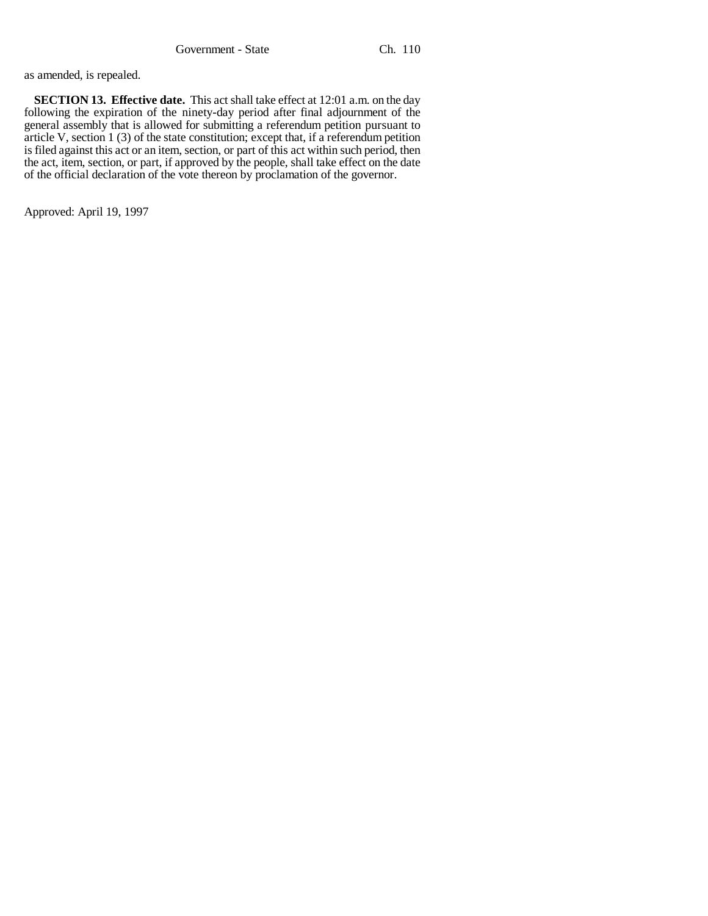as amended, is repealed.

**SECTION 13. Effective date.** This act shall take effect at 12:01 a.m. on the day following the expiration of the ninety-day period after final adjournment of the general assembly that is allowed for submitting a referendum petition pursuant to article V, section 1 (3) of the state constitution; except that, if a referendum petition is filed against this act or an item, section, or part of this act within such period, then the act, item, section, or part, if approved by the people, shall take effect on the date of the official declaration of the vote thereon by proclamation of the governor.

Approved: April 19, 1997